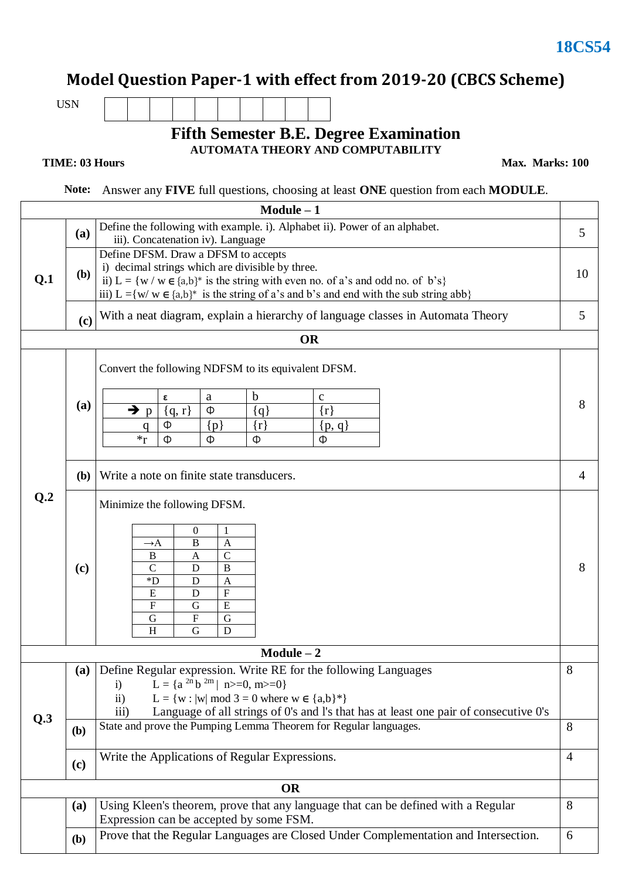**18CS54**

# Model Question Paper-1 with effect from 2019-20 (CBCS Scheme)

USN | | | | | | | | | | |

## Fifth Semester B.E. Degree Examination

### AUTOMATA THEORY AND COMPUTABILITY

**TIME: 03 Hours** **Max. Marks: 100**

**Note:** Answer any **FIVE** full questions, choosing at least **ONE** question from each **MODULE**.

## Module – 1

**Q.1**

**(a)** Define the following with example. i). Alphabet ii). Power of an alphabet. iii). Concatenation iv). Language — **5**

**(b)** Define DFSM. Draw a DFSM to accepts — **10**
- i) decimal strings which are divisible by three.
- ii) L = {w / w ∈ {a,b}* is the string with even no. of a's and odd no. of b's}
- iii) L ={w/ w ∈ {a,b}* is the string of a's and b's and end with the sub string abb}

**(c)** With a neat diagram, explain a hierarchy of language classes in Automata Theory — **5**

**OR**

**Q.2**

**(a)** Convert the following NDFSM to its equivalent DFSM. — **8**

| | ε | a | b | c |
|---|---|---|---|---|
| ➔ p | {q, r} | Φ | {q} | {r} |
| q | Φ | {p} | {r} | {p, q} |
| *r | Φ | Φ | Φ | Φ |

**(b)** Write a note on finite state transducers. — **4**

**(c)** Minimize the following DFSM. — **8**

| | 0 | 1 |
|---|---|---|
| →A | B | A |
| B | A | C |
| C | D | B |
| *D | D | A |
| E | D | F |
| F | G | E |
| G | F | G |
| H | G | D |

## Module – 2

**Q.3**

**(a)** Define Regular expression. Write RE for the following Languages — **8**
- i) $L = \{a^{2n} b^{2m} \mid n>=0, m>=0\}$
- ii) L = {w : |w| mod 3 = 0 where w ∈ {a,b}*}
- iii) Language of all strings of 0's and l's that has at least one pair of consecutive 0's

**(b)** State and prove the Pumping Lemma Theorem for Regular languages. — **8**

**(c)** Write the Applications of Regular Expressions. — **4**

**OR**

**(a)** Using Kleen's theorem, prove that any language that can be defined with a Regular Expression can be accepted by some FSM. — **8**

**(b)** Prove that the Regular Languages are Closed Under Complementation and Intersection. — **6**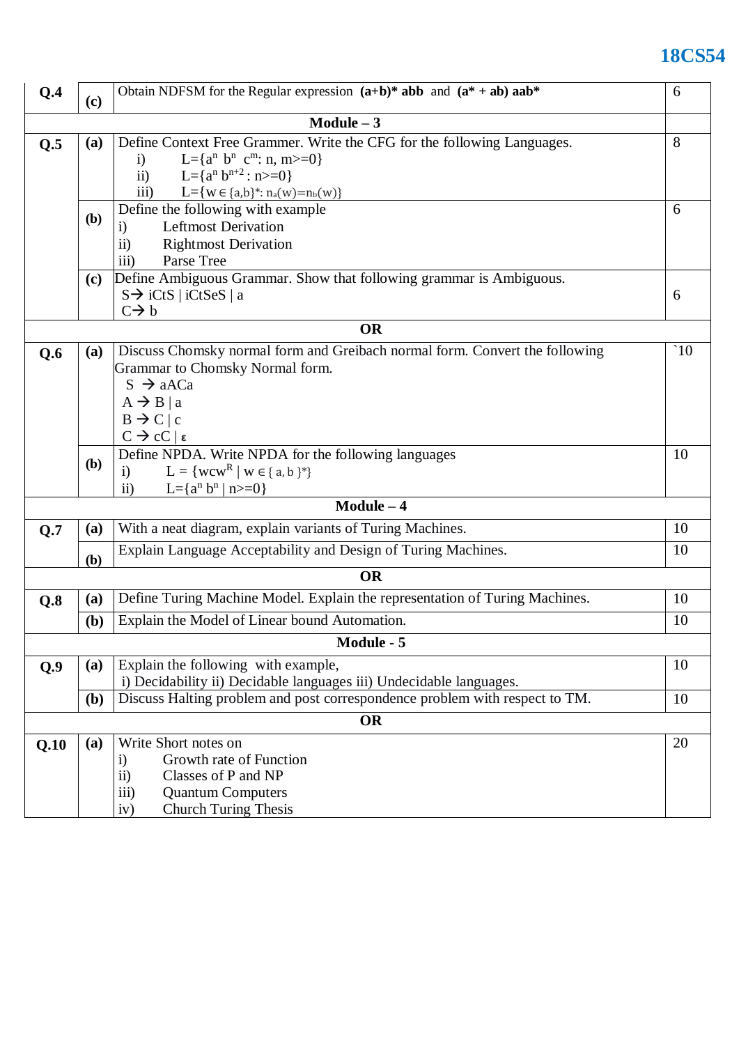| Q.4 | (c) | Obtain NDFSM for the Regular expression **(a+b)* abb** and **(a* + ab) aab*** | 6 |
|---|---|---|---|
| | | **Module – 3** | |
| Q.5 | (a) | Define Context Free Grammer. Write the CFG for the following Languages.<br>i) $L=\{a^n b^n c^m: n, m>=0\}$<br>ii) $L=\{a^n b^{n+2} : n>=0\}$<br>iii) $L=\{w \in \{a,b\}^*: n_a(w)=n_b(w)\}$ | 8 |
| | (b) | Define the following with example<br>i) Leftmost Derivation<br>ii) Rightmost Derivation<br>iii) Parse Tree | 6 |
| | (c) | Define Ambiguous Grammar. Show that following grammar is Ambiguous.<br>S→ iCtS \| iCtSeS \| a<br>C→ b | 6 |
| | | **OR** | |
| Q.6 | (a) | Discuss Chomsky normal form and Greibach normal form. Convert the following Grammar to Chomsky Normal form.<br>S → aACa<br>A → B \| a<br>B → C \| c<br>C → cC \| ε | `10 |
| | (b) | Define NPDA. Write NPDA for the following languages<br>i) $L = \{wcw^R \mid w \in \{a, b\}^*\}$<br>ii) $L=\{a^n b^n \mid n>=0\}$ | 10 |
| | | **Module – 4** | |
| Q.7 | (a) | With a neat diagram, explain variants of Turing Machines. | 10 |
| | (b) | Explain Language Acceptability and Design of Turing Machines. | 10 |
| | | **OR** | |
| Q.8 | (a) | Define Turing Machine Model. Explain the representation of Turing Machines. | 10 |
| | (b) | Explain the Model of Linear bound Automation. | 10 |
| | | **Module - 5** | |
| Q.9 | (a) | Explain the following with example,<br>i) Decidability ii) Decidable languages iii) Undecidable languages. | 10 |
| | (b) | Discuss Halting problem and post correspondence problem with respect to TM. | 10 |
| | | **OR** | |
| Q.10 | (a) | Write Short notes on<br>i) Growth rate of Function<br>ii) Classes of P and NP<br>iii) Quantum Computers<br>iv) Church Turing Thesis | 20 |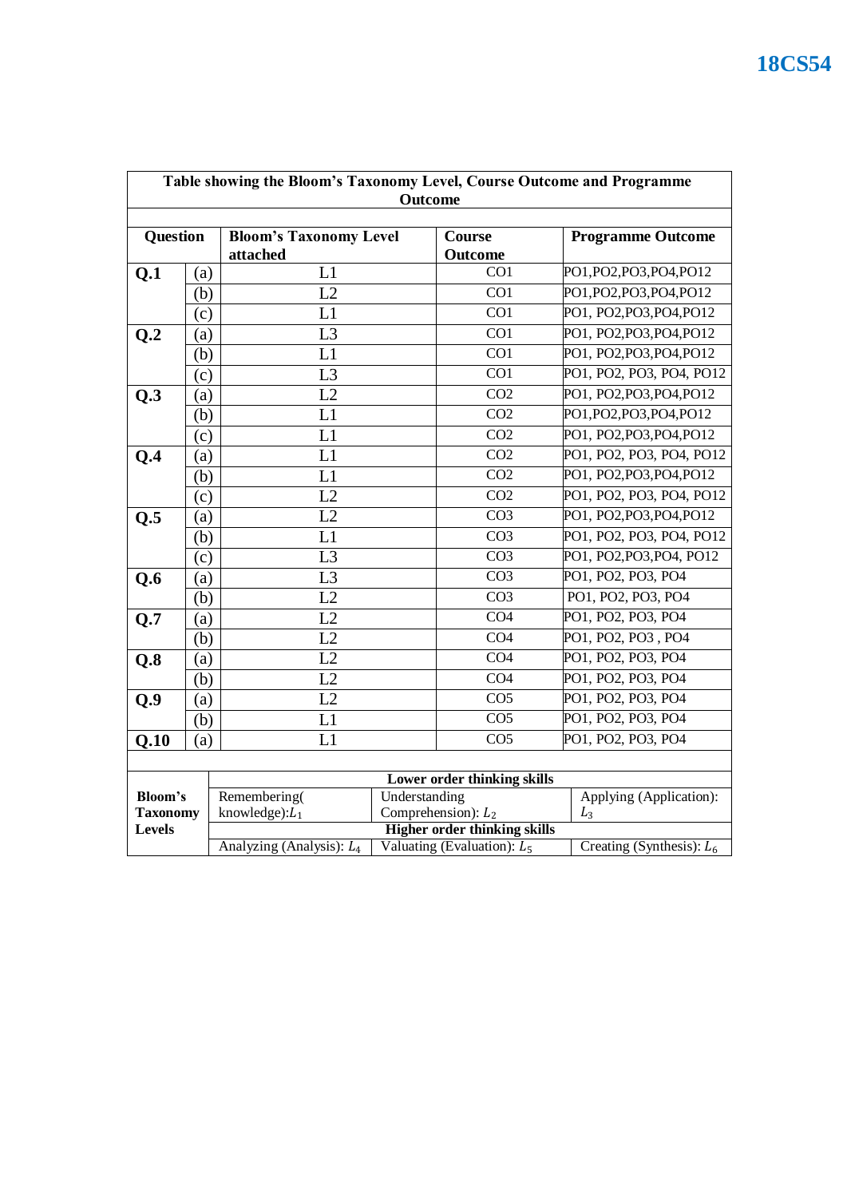**Table showing the Bloom's Taxonomy Level, Course Outcome and Programme Outcome**

| Question | | Bloom's Taxonomy Level attached | Course Outcome | Programme Outcome |
|---|---|---|---|---|
| **Q.1** | (a) | L1 | CO1 | PO1,PO2,PO3,PO4,PO12 |
| | (b) | L2 | CO1 | PO1,PO2,PO3,PO4,PO12 |
| | (c) | L1 | CO1 | PO1, PO2,PO3,PO4,PO12 |
| **Q.2** | (a) | L3 | CO1 | PO1, PO2,PO3,PO4,PO12 |
| | (b) | L1 | CO1 | PO1, PO2,PO3,PO4,PO12 |
| | (c) | L3 | CO1 | PO1, PO2, PO3, PO4, PO12 |
| **Q.3** | (a) | L2 | CO2 | PO1, PO2,PO3,PO4,PO12 |
| | (b) | L1 | CO2 | PO1,PO2,PO3,PO4,PO12 |
| | (c) | L1 | CO2 | PO1, PO2,PO3,PO4,PO12 |
| **Q.4** | (a) | L1 | CO2 | PO1, PO2, PO3, PO4, PO12 |
| | (b) | L1 | CO2 | PO1, PO2,PO3,PO4,PO12 |
| | (c) | L2 | CO2 | PO1, PO2, PO3, PO4, PO12 |
| **Q.5** | (a) | L2 | CO3 | PO1, PO2,PO3,PO4,PO12 |
| | (b) | L1 | CO3 | PO1, PO2, PO3, PO4, PO12 |
| | (c) | L3 | CO3 | PO1, PO2,PO3,PO4, PO12 |
| **Q.6** | (a) | L3 | CO3 | PO1, PO2, PO3, PO4 |
| | (b) | L2 | CO3 | PO1, PO2, PO3, PO4 |
| **Q.7** | (a) | L2 | CO4 | PO1, PO2, PO3, PO4 |
| | (b) | L2 | CO4 | PO1, PO2, PO3 , PO4 |
| **Q.8** | (a) | L2 | CO4 | PO1, PO2, PO3, PO4 |
| | (b) | L2 | CO4 | PO1, PO2, PO3, PO4 |
| **Q.9** | (a) | L2 | CO5 | PO1, PO2, PO3, PO4 |
| | (b) | L1 | CO5 | PO1, PO2, PO3, PO4 |
| **Q.10** | (a) | L1 | CO5 | PO1, PO2, PO3, PO4 |

| | | | |
|---|---|---|---|
| **Bloom's Taxonomy Levels** | **Lower order thinking skills** | | |
| | Remembering( knowledge): $L_1$ | Understanding Comprehension): $L_2$ | Applying (Application): $L_3$ |
| | **Higher order thinking skills** | | |
| | Analyzing (Analysis): $L_4$ | Valuating (Evaluation): $L_5$ | Creating (Synthesis): $L_6$ |